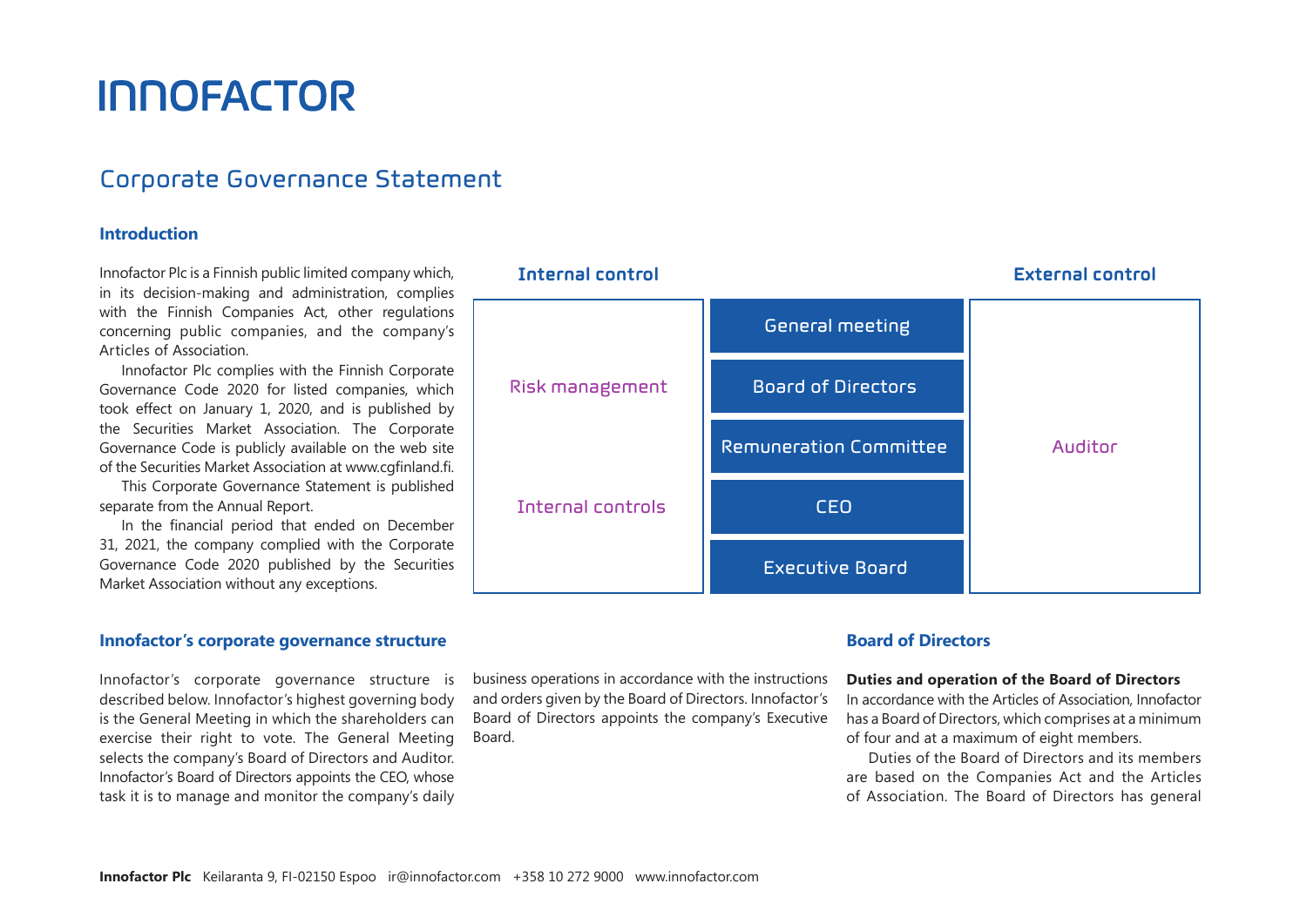# INNOFACTOR

## Corporate Governance Statement

### Introduction

Innofactor Plc is a Finnish public limited company which, in its decision-making and administration, complies with the Finnish Companies Act, other regulations concerning public companies, and the company's Articles of Association.

Innofactor Plc complies with the Finnish Corporate Governance Code 2020 for listed companies, which took effect on January 1, 2020, and is published by the Securities Market Association. The Corporate Governance Code is publicly available on the web site of the Securities Market Association at www.cgfinland.fi.

This Corporate Governance Statement is published separate from the Annual Report.

In the financial period that ended on December 31, 2021, the company complied with the Corporate Governance Code 2020 published by the Securities Market Association without any exceptions.

| Internal control | | External control |
|---|---|---|
| Risk management | General meeting | Auditor |
| | Board of Directors | |
| | Remuneration Committee | |
| Internal controls | CEO | |
| | Executive Board | |

### Innofactor's corporate governance structure

Innofactor's corporate governance structure is described below. Innofactor's highest governing body is the General Meeting in which the shareholders can exercise their right to vote. The General Meeting selects the company's Board of Directors and Auditor. Innofactor's Board of Directors appoints the CEO, whose task it is to manage and monitor the company's daily business operations in accordance with the instructions and orders given by the Board of Directors. Innofactor's Board of Directors appoints the company's Executive Board.

### Board of Directors

**Duties and operation of the Board of Directors**

In accordance with the Articles of Association, Innofactor has a Board of Directors, which comprises at a minimum of four and at a maximum of eight members.

Duties of the Board of Directors and its members are based on the Companies Act and the Articles of Association. The Board of Directors has general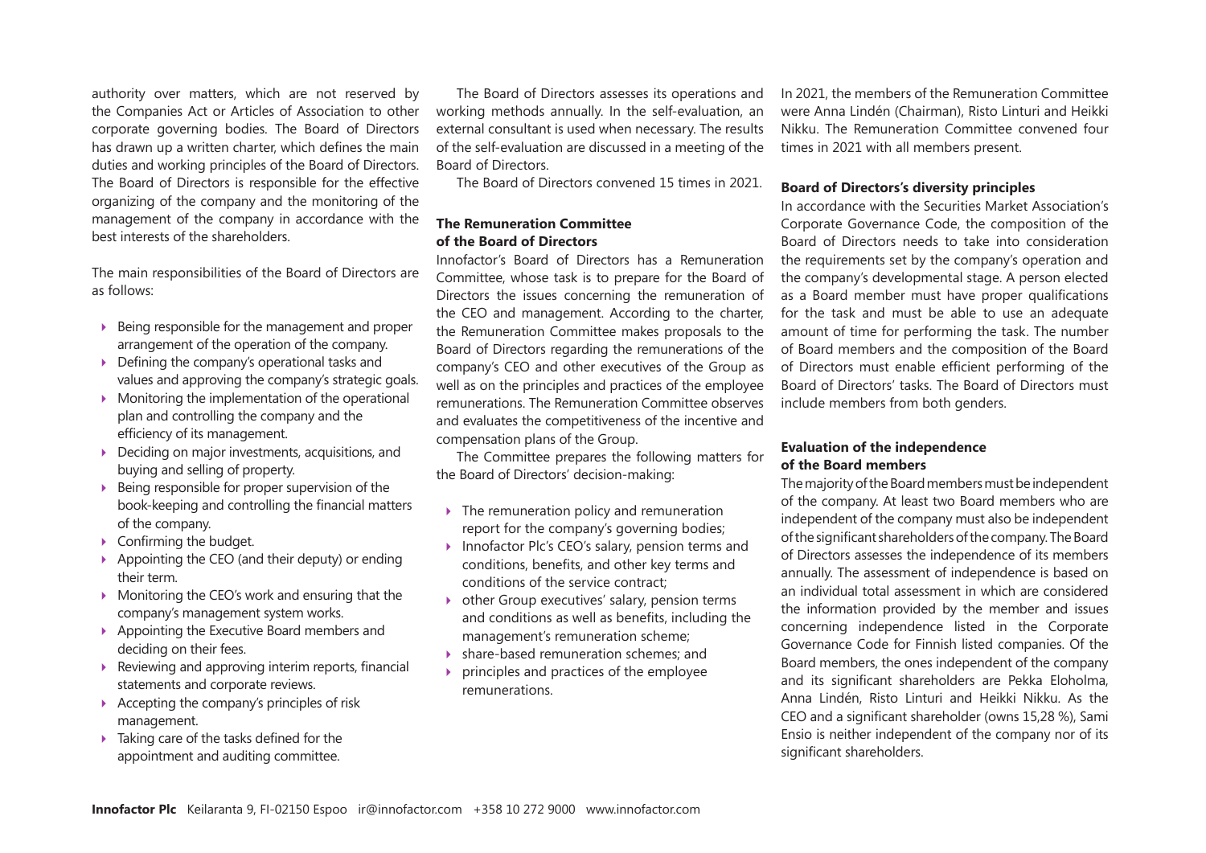authority over matters, which are not reserved by the Companies Act or Articles of Association to other corporate governing bodies. The Board of Directors has drawn up a written charter, which defines the main duties and working principles of the Board of Directors. The Board of Directors is responsible for the effective organizing of the company and the monitoring of the management of the company in accordance with the best interests of the shareholders.

The main responsibilities of the Board of Directors are as follows:

- Being responsible for the management and proper arrangement of the operation of the company.
- Defining the company's operational tasks and values and approving the company's strategic goals.
- Monitoring the implementation of the operational plan and controlling the company and the efficiency of its management.
- Deciding on major investments, acquisitions, and buying and selling of property.
- Being responsible for proper supervision of the book-keeping and controlling the financial matters of the company.
- Confirming the budget.
- Appointing the CEO (and their deputy) or ending their term.
- Monitoring the CEO's work and ensuring that the company's management system works.
- Appointing the Executive Board members and deciding on their fees.
- Reviewing and approving interim reports, financial statements and corporate reviews.
- Accepting the company's principles of risk management.
- Taking care of the tasks defined for the appointment and auditing committee.

The Board of Directors assesses its operations and working methods annually. In the self-evaluation, an external consultant is used when necessary. The results of the self-evaluation are discussed in a meeting of the Board of Directors.

The Board of Directors convened 15 times in 2021.

### The Remuneration Committee of the Board of Directors

Innofactor's Board of Directors has a Remuneration Committee, whose task is to prepare for the Board of Directors the issues concerning the remuneration of the CEO and management. According to the charter, the Remuneration Committee makes proposals to the Board of Directors regarding the remunerations of the company's CEO and other executives of the Group as well as on the principles and practices of the employee remunerations. The Remuneration Committee observes and evaluates the competitiveness of the incentive and compensation plans of the Group.

The Committee prepares the following matters for the Board of Directors' decision-making:

- The remuneration policy and remuneration report for the company's governing bodies;
- Innofactor Plc's CEO's salary, pension terms and conditions, benefits, and other key terms and conditions of the service contract;
- other Group executives' salary, pension terms and conditions as well as benefits, including the management's remuneration scheme;
- share-based remuneration schemes; and
- principles and practices of the employee remunerations.

In 2021, the members of the Remuneration Committee were Anna Lindén (Chairman), Risto Linturi and Heikki Nikku. The Remuneration Committee convened four times in 2021 with all members present.

### Board of Directors's diversity principles

In accordance with the Securities Market Association's Corporate Governance Code, the composition of the Board of Directors needs to take into consideration the requirements set by the company's operation and the company's developmental stage. A person elected as a Board member must have proper qualifications for the task and must be able to use an adequate amount of time for performing the task. The number of Board members and the composition of the Board of Directors must enable efficient performing of the Board of Directors' tasks. The Board of Directors must include members from both genders.

### Evaluation of the independence of the Board members

The majority of the Board members must be independent of the company. At least two Board members who are independent of the company must also be independent of the significant shareholders of the company. The Board of Directors assesses the independence of its members annually. The assessment of independence is based on an individual total assessment in which are considered the information provided by the member and issues concerning independence listed in the Corporate Governance Code for Finnish listed companies. Of the Board members, the ones independent of the company and its significant shareholders are Pekka Eloholma, Anna Lindén, Risto Linturi and Heikki Nikku. As the CEO and a significant shareholder (owns 15,28 %), Sami Ensio is neither independent of the company nor of its significant shareholders.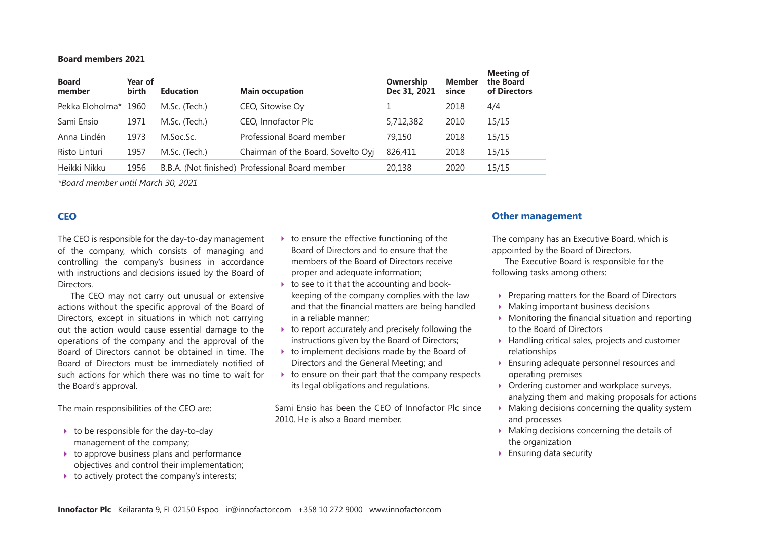**Board members 2021**

| Board member | Year of birth | Education | Main occupation | Ownership Dec 31, 2021 | Member since | Meeting of the Board of Directors |
|---|---|---|---|---|---|---|
| Pekka Eloholma* | 1960 | M.Sc. (Tech.) | CEO, Sitowise Oy | 1 | 2018 | 4/4 |
| Sami Ensio | 1971 | M.Sc. (Tech.) | CEO, Innofactor Plc | 5,712,382 | 2010 | 15/15 |
| Anna Lindén | 1973 | M.Soc.Sc. | Professional Board member | 79,150 | 2018 | 15/15 |
| Risto Linturi | 1957 | M.Sc. (Tech.) | Chairman of the Board, Sovelto Oyj | 826,411 | 2018 | 15/15 |
| Heikki Nikku | 1956 | B.B.A. (Not finished) | Professional Board member | 20,138 | 2020 | 15/15 |

*\*Board member until March 30, 2021*

## CEO

The CEO is responsible for the day-to-day management of the company, which consists of managing and controlling the company's business in accordance with instructions and decisions issued by the Board of Directors.

The CEO may not carry out unusual or extensive actions without the specific approval of the Board of Directors, except in situations in which not carrying out the action would cause essential damage to the operations of the company and the approval of the Board of Directors cannot be obtained in time. The Board of Directors must be immediately notified of such actions for which there was no time to wait for the Board's approval.

The main responsibilities of the CEO are:

- to be responsible for the day-to-day management of the company;
- to approve business plans and performance objectives and control their implementation;
- to actively protect the company's interests;
- to ensure the effective functioning of the Board of Directors and to ensure that the members of the Board of Directors receive proper and adequate information;
- to see to it that the accounting and book-keeping of the company complies with the law and that the financial matters are being handled in a reliable manner;
- to report accurately and precisely following the instructions given by the Board of Directors;
- to implement decisions made by the Board of Directors and the General Meeting; and
- to ensure on their part that the company respects its legal obligations and regulations.

Sami Ensio has been the CEO of Innofactor Plc since 2010. He is also a Board member.

## Other management

The company has an Executive Board, which is appointed by the Board of Directors.

The Executive Board is responsible for the following tasks among others:

- Preparing matters for the Board of Directors
- Making important business decisions
- Monitoring the financial situation and reporting to the Board of Directors
- Handling critical sales, projects and customer relationships
- Ensuring adequate personnel resources and operating premises
- Ordering customer and workplace surveys, analyzing them and making proposals for actions
- Making decisions concerning the quality system and processes
- Making decisions concerning the details of the organization
- Ensuring data security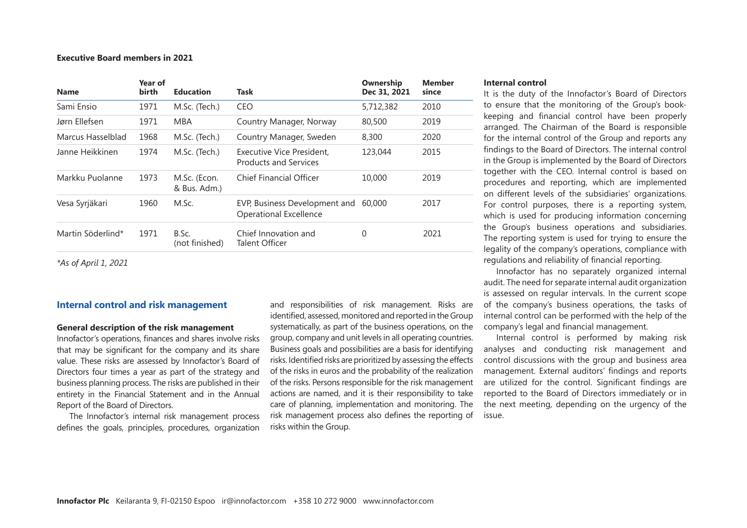**Executive Board members in 2021**

| Name | Year of birth | Education | Task | Ownership Dec 31, 2021 | Member since |
|---|---|---|---|---|---|
| Sami Ensio | 1971 | M.Sc. (Tech.) | CEO | 5,712,382 | 2010 |
| Jørn Ellefsen | 1971 | MBA | Country Manager, Norway | 80,500 | 2019 |
| Marcus Hasselblad | 1968 | M.Sc. (Tech.) | Country Manager, Sweden | 8,300 | 2020 |
| Janne Heikkinen | 1974 | M.Sc. (Tech.) | Executive Vice President, Products and Services | 123,044 | 2015 |
| Markku Puolanne | 1973 | M.Sc. (Econ. & Bus. Adm.) | Chief Financial Officer | 10,000 | 2019 |
| Vesa Syrjäkari | 1960 | M.Sc. | EVP, Business Development and Operational Excellence | 60,000 | 2017 |
| Martin Söderlind* | 1971 | B.Sc. (not finished) | Chief Innovation and Talent Officer | 0 | 2021 |

*\*As of April 1, 2021*

## Internal control and risk management

**General description of the risk management**

Innofactor's operations, finances and shares involve risks that may be significant for the company and its share value. These risks are assessed by Innofactor's Board of Directors four times a year as part of the strategy and business planning process. The risks are published in their entirety in the Financial Statement and in the Annual Report of the Board of Directors.

The Innofactor's internal risk management process defines the goals, principles, procedures, organization and responsibilities of risk management. Risks are identified, assessed, monitored and reported in the Group systematically, as part of the business operations, on the group, company and unit levels in all operating countries. Business goals and possibilities are a basis for identifying risks. Identified risks are prioritized by assessing the effects of the risks in euros and the probability of the realization of the risks. Persons responsible for the risk management actions are named, and it is their responsibility to take care of planning, implementation and monitoring. The risk management process also defines the reporting of risks within the Group.

**Internal control**

It is the duty of the Innofactor's Board of Directors to ensure that the monitoring of the Group's bookkeeping and financial control have been properly arranged. The Chairman of the Board is responsible for the internal control of the Group and reports any findings to the Board of Directors. The internal control in the Group is implemented by the Board of Directors together with the CEO. Internal control is based on procedures and reporting, which are implemented on different levels of the subsidiaries' organizations. For control purposes, there is a reporting system, which is used for producing information concerning the Group's business operations and subsidiaries. The reporting system is used for trying to ensure the legality of the company's operations, compliance with regulations and reliability of financial reporting.

Innofactor has no separately organized internal audit. The need for separate internal audit organization is assessed on regular intervals. In the current scope of the company's business operations, the tasks of internal control can be performed with the help of the company's legal and financial management.

Internal control is performed by making risk analyses and conducting risk management and control discussions with the group and business area management. External auditors' findings and reports are utilized for the control. Significant findings are reported to the Board of Directors immediately or in the next meeting, depending on the urgency of the issue.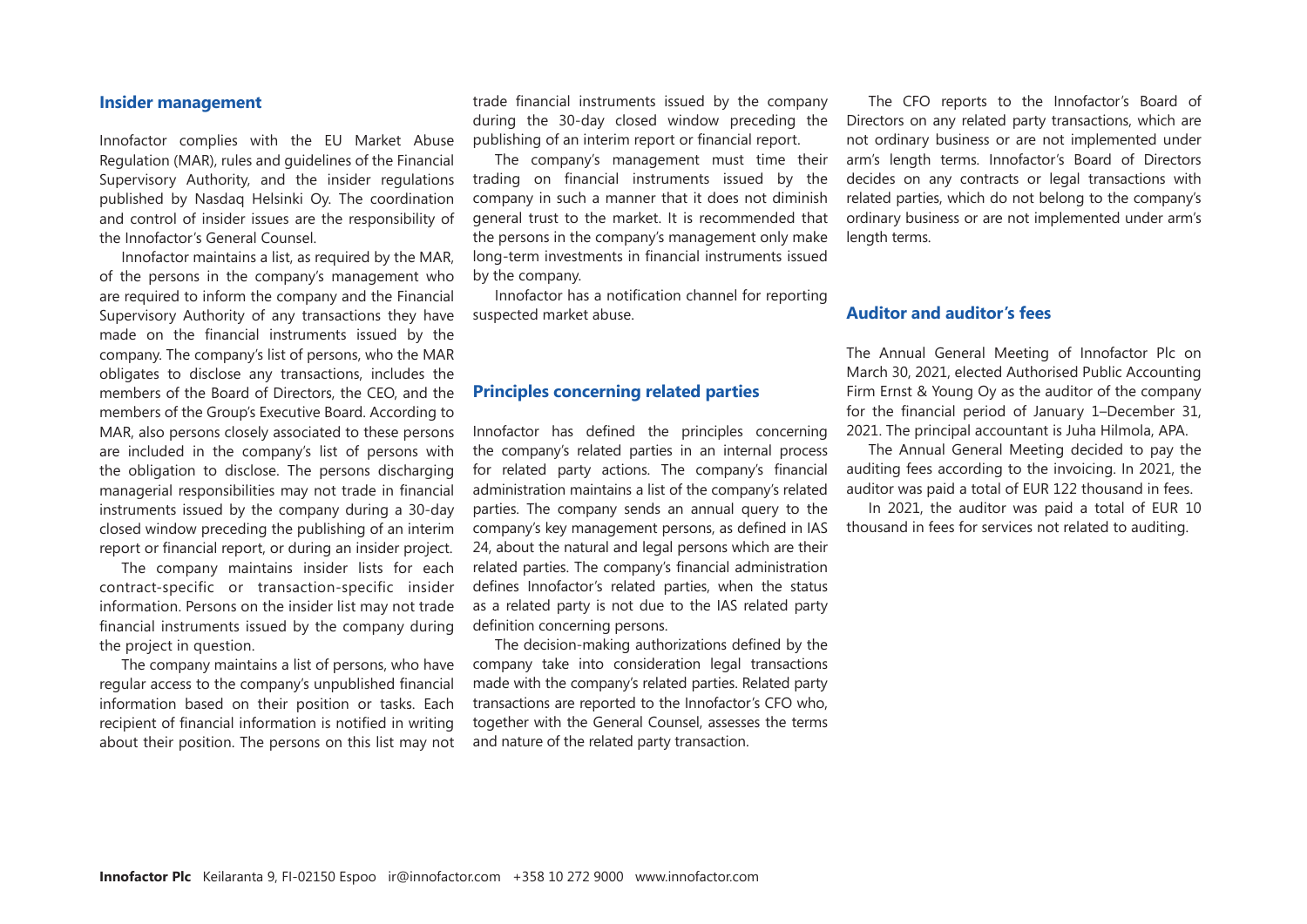## Insider management

Innofactor complies with the EU Market Abuse Regulation (MAR), rules and guidelines of the Financial Supervisory Authority, and the insider regulations published by Nasdaq Helsinki Oy. The coordination and control of insider issues are the responsibility of the Innofactor's General Counsel.

Innofactor maintains a list, as required by the MAR, of the persons in the company's management who are required to inform the company and the Financial Supervisory Authority of any transactions they have made on the financial instruments issued by the company. The company's list of persons, who the MAR obligates to disclose any transactions, includes the members of the Board of Directors, the CEO, and the members of the Group's Executive Board. According to MAR, also persons closely associated to these persons are included in the company's list of persons with the obligation to disclose. The persons discharging managerial responsibilities may not trade in financial instruments issued by the company during a 30-day closed window preceding the publishing of an interim report or financial report, or during an insider project.

The company maintains insider lists for each contract-specific or transaction-specific insider information. Persons on the insider list may not trade financial instruments issued by the company during the project in question.

The company maintains a list of persons, who have regular access to the company's unpublished financial information based on their position or tasks. Each recipient of financial information is notified in writing about their position. The persons on this list may not trade financial instruments issued by the company during the 30-day closed window preceding the publishing of an interim report or financial report.

The company's management must time their trading on financial instruments issued by the company in such a manner that it does not diminish general trust to the market. It is recommended that the persons in the company's management only make long-term investments in financial instruments issued by the company.

Innofactor has a notification channel for reporting suspected market abuse.

## Principles concerning related parties

Innofactor has defined the principles concerning the company's related parties in an internal process for related party actions. The company's financial administration maintains a list of the company's related parties. The company sends an annual query to the company's key management persons, as defined in IAS 24, about the natural and legal persons which are their related parties. The company's financial administration defines Innofactor's related parties, when the status as a related party is not due to the IAS related party definition concerning persons.

The decision-making authorizations defined by the company take into consideration legal transactions made with the company's related parties. Related party transactions are reported to the Innofactor's CFO who, together with the General Counsel, assesses the terms and nature of the related party transaction.

The CFO reports to the Innofactor's Board of Directors on any related party transactions, which are not ordinary business or are not implemented under arm's length terms. Innofactor's Board of Directors decides on any contracts or legal transactions with related parties, which do not belong to the company's ordinary business or are not implemented under arm's length terms.

## Auditor and auditor's fees

The Annual General Meeting of Innofactor Plc on March 30, 2021, elected Authorised Public Accounting Firm Ernst & Young Oy as the auditor of the company for the financial period of January 1–December 31, 2021. The principal accountant is Juha Hilmola, APA.

The Annual General Meeting decided to pay the auditing fees according to the invoicing. In 2021, the auditor was paid a total of EUR 122 thousand in fees.

In 2021, the auditor was paid a total of EUR 10 thousand in fees for services not related to auditing.